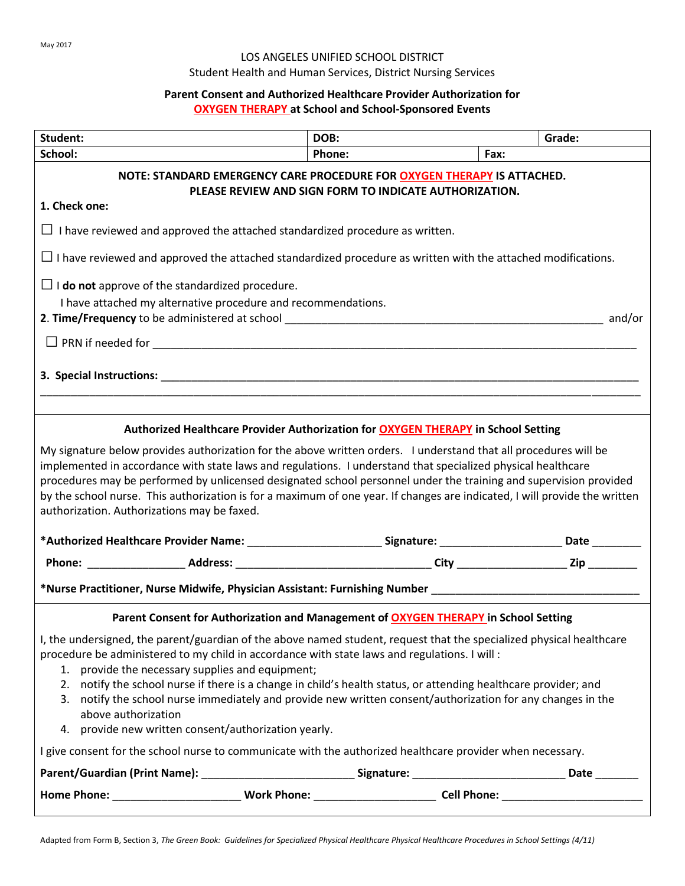May 2017

LOS ANGELES UNIFIED SCHOOL DISTRICT
Student Health and Human Services, District Nursing Services

**Parent Consent and Authorized Healthcare Provider Authorization for OXYGEN THERAPY at School and School-Sponsored Events**

| **Student:** | **DOB:** | | **Grade:** |
|---|---|---|---|
| **School:** | **Phone:** | **Fax:** | |

**NOTE: STANDARD EMERGENCY CARE PROCEDURE FOR OXYGEN THERAPY IS ATTACHED. PLEASE REVIEW AND SIGN FORM TO INDICATE AUTHORIZATION.**

**1. Check one:**

☐ I have reviewed and approved the attached standardized procedure as written.

☐ I have reviewed and approved the attached standardized procedure as written with the attached modifications.

☐ I **do not** approve of the standardized procedure.
I have attached my alternative procedure and recommendations.

**2. Time/Frequency** to be administered at school ______________________________________________________ and/or

☐ PRN if needed for ________________________________________________________________________________

**3. Special Instructions:** ____________________________________________________________________________
______________________________________________________________________________________________

**Authorized Healthcare Provider Authorization for OXYGEN THERAPY in School Setting**

My signature below provides authorization for the above written orders. I understand that all procedures will be implemented in accordance with state laws and regulations. I understand that specialized physical healthcare procedures may be performed by unlicensed designated school personnel under the training and supervision provided by the school nurse. This authorization is for a maximum of one year. If changes are indicated, I will provide the written authorization. Authorizations may be faxed.

**\*Authorized Healthcare Provider Name:** ______________________ **Signature:** ____________________ **Date** ________

**Phone:** _______________ **Address:** ________________________________ **City** __________________ **Zip** ________

**\*Nurse Practitioner, Nurse Midwife, Physician Assistant: Furnishing Number** _________________________________

**Parent Consent for Authorization and Management of OXYGEN THERAPY in School Setting**

I, the undersigned, the parent/guardian of the above named student, request that the specialized physical healthcare procedure be administered to my child in accordance with state laws and regulations. I will :

1. provide the necessary supplies and equipment;
2. notify the school nurse if there is a change in child's health status, or attending healthcare provider; and
3. notify the school nurse immediately and provide new written consent/authorization for any changes in the above authorization
4. provide new written consent/authorization yearly.

I give consent for the school nurse to communicate with the authorized healthcare provider when necessary.

**Parent/Guardian (Print Name):** ________________________ **Signature:** ________________________ **Date** _______

**Home Phone:** ____________________ **Work Phone:** ___________________ **Cell Phone:** ______________________

Adapted from Form B, Section 3, *The Green Book: Guidelines for Specialized Physical Healthcare Physical Healthcare Procedures in School Settings (4/11)*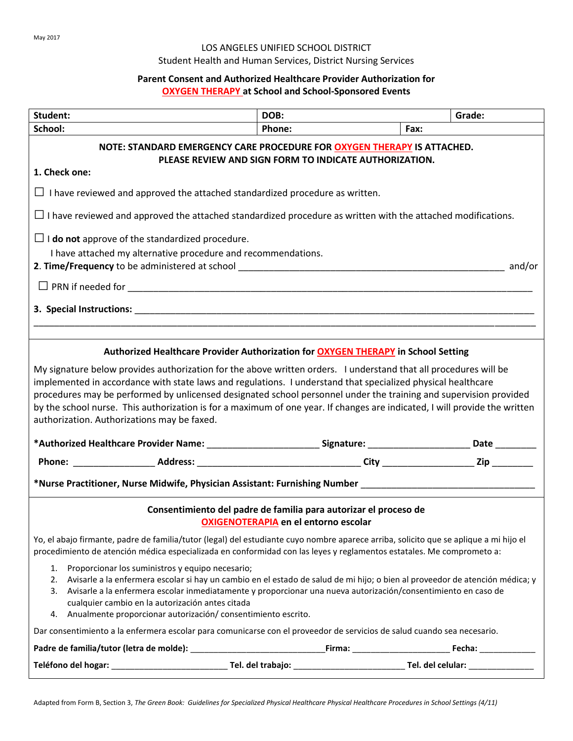May 2017

LOS ANGELES UNIFIED SCHOOL DISTRICT

Student Health and Human Services, District Nursing Services

**Parent Consent and Authorized Healthcare Provider Authorization for OXYGEN THERAPY at School and School-Sponsored Events**

| | | | |
|---|---|---|---|
| **Student:** | **DOB:** | | **Grade:** |
| **School:** | **Phone:** | **Fax:** | |

**NOTE: STANDARD EMERGENCY CARE PROCEDURE FOR OXYGEN THERAPY IS ATTACHED. PLEASE REVIEW AND SIGN FORM TO INDICATE AUTHORIZATION.**

**1. Check one:**

☐ I have reviewed and approved the attached standardized procedure as written.

☐ I have reviewed and approved the attached standardized procedure as written with the attached modifications.

☐ I **do not** approve of the standardized procedure.
I have attached my alternative procedure and recommendations.

2. **Time/Frequency** to be administered at school ______________________________________________________ and/or

☐ PRN if needed for ______________________________________________________________________________

**3. Special Instructions:** ____________________________________________________________________________

_____________________________________________________________________________________________

**Authorized Healthcare Provider Authorization for OXYGEN THERAPY in School Setting**

My signature below provides authorization for the above written orders. I understand that all procedures will be implemented in accordance with state laws and regulations. I understand that specialized physical healthcare procedures may be performed by unlicensed designated school personnel under the training and supervision provided by the school nurse. This authorization is for a maximum of one year. If changes are indicated, I will provide the written authorization. Authorizations may be faxed.

**\*Authorized Healthcare Provider Name:** ______________________ **Signature:** ____________________ **Date** ________

**Phone:** ________________ **Address:** ________________________________ **City** __________________ **Zip** ________

**\*Nurse Practitioner, Nurse Midwife, Physician Assistant: Furnishing Number** ________________________________

**Consentimiento del padre de familia para autorizar el proceso de OXIGENOTERAPIA en el entorno escolar**

Yo, el abajo firmante, padre de familia/tutor (legal) del estudiante cuyo nombre aparece arriba, solicito que se aplique a mi hijo el procedimiento de atención médica especializada en conformidad con las leyes y reglamentos estatales. Me comprometo a:

1. Proporcionar los suministros y equipo necesario;
2. Avisarle a la enfermera escolar si hay un cambio en el estado de salud de mi hijo; o bien al proveedor de atención médica; y
3. Avisarle a la enfermera escolar inmediatamente y proporcionar una nueva autorización/consentimiento en caso de cualquier cambio en la autorización antes citada
4. Anualmente proporcionar autorización/ consentimiento escrito.

Dar consentimiento a la enfermera escolar para comunicarse con el proveedor de servicios de salud cuando sea necesario.

**Padre de familia/tutor (letra de molde):** ____________________________ **Firma:** ____________________ **Fecha:** ___________

**Teléfono del hogar:** ________________________ **Tel. del trabajo:** _______________________ **Tel. del celular:** ______________

Adapted from Form B, Section 3, *The Green Book: Guidelines for Specialized Physical Healthcare Physical Healthcare Procedures in School Settings (4/11)*